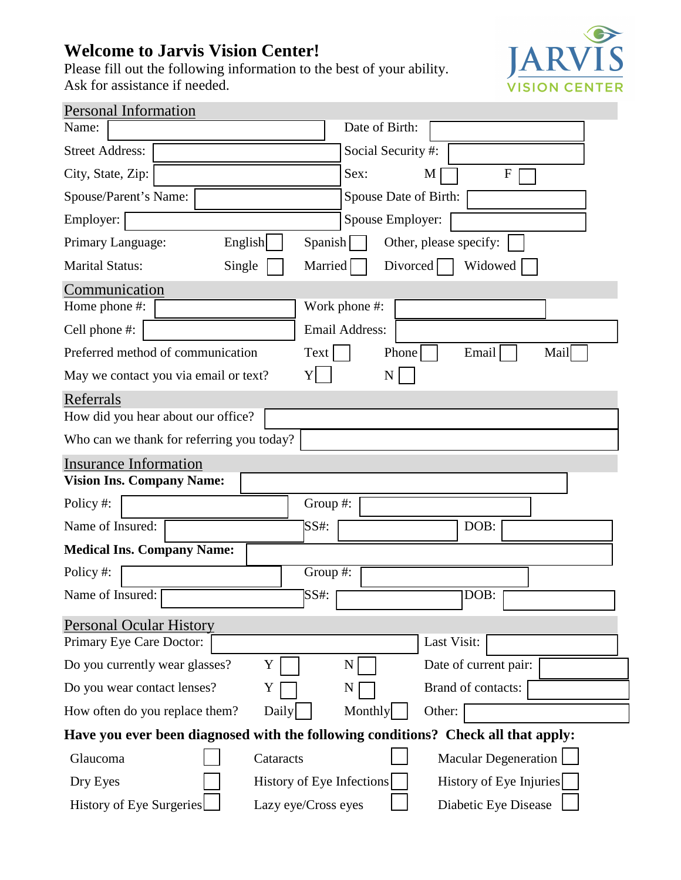# Welcome to Jarvis Vision Center!

Please fill out the following information to the best of your ability.
Ask for assistance if needed.

JARVIS VISION CENTER

## Personal Information

Name: ☐ Date of Birth: ☐

Street Address: ☐ Social Security #: ☐

City, State, Zip: ☐ Sex: M ☐ F ☐

Spouse/Parent's Name: ☐ Spouse Date of Birth: ☐

Employer: ☐ Spouse Employer: ☐

Primary Language: English ☐ Spanish ☐ Other, please specify: ☐

Marital Status: Single ☐ Married ☐ Divorced ☐ Widowed ☐

## Communication

Home phone #: ☐ Work phone #: ☐

Cell phone #: ☐ Email Address: ☐

Preferred method of communication Text ☐ Phone ☐ Email ☐ Mail ☐

May we contact you via email or text? Y ☐ N ☐

## Referrals

How did you hear about our office? ☐

Who can we thank for referring you today? ☐

## Insurance Information

**Vision Ins. Company Name:** ☐

Policy #: ☐ Group #: ☐

Name of Insured: ☐ SS#: ☐ DOB: ☐

**Medical Ins. Company Name:** ☐

Policy #: ☐ Group #: ☐

Name of Insured: ☐ SS#: ☐ DOB: ☐

## Personal Ocular History

Primary Eye Care Doctor: ☐ Last Visit: ☐

Do you currently wear glasses? Y ☐ N ☐ Date of current pair: ☐

Do you wear contact lenses? Y ☐ N ☐ Brand of contacts: ☐

How often do you replace them? Daily ☐ Monthly ☐ Other: ☐

**Have you ever been diagnosed with the following conditions? Check all that apply:**

| | | |
|---|---|---|
| Glaucoma ☐ | Cataracts ☐ | Macular Degeneration ☐ |
| Dry Eyes ☐ | History of Eye Infections ☐ | History of Eye Injuries ☐ |
| History of Eye Surgeries ☐ | Lazy eye/Cross eyes ☐ | Diabetic Eye Disease ☐ |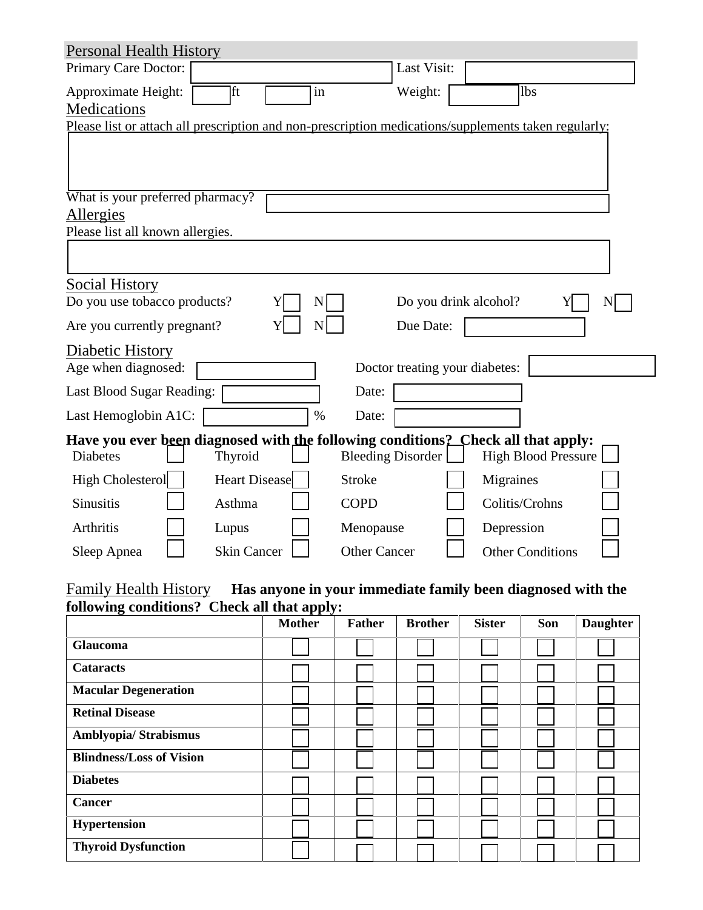## Personal Health History

Primary Care Doctor: ______ Last Visit: ______

Approximate Height: ______ ft ______ in Weight: ______ lbs

## Medications

Please list or attach all prescription and non-prescription medications/supplements taken regularly:

______

What is your preferred pharmacy? ______

## Allergies

Please list all known allergies.

______

## Social History

Do you use tobacco products? Y ☐ N ☐ Do you drink alcohol? Y ☐ N ☐

Are you currently pregnant? Y ☐ N ☐ Due Date: ______

## Diabetic History

Age when diagnosed: ______ Doctor treating your diabetes: ______

Last Blood Sugar Reading: ______ Date: ______

Last Hemoglobin A1C: ______ % Date: ______

**Have you ever been diagnosed with the following conditions? Check all that apply:**

| | | | |
|---|---|---|---|
| Diabetes ☐ | Thyroid ☐ | Bleeding Disorder ☐ | High Blood Pressure ☐ |
| High Cholesterol ☐ | Heart Disease ☐ | Stroke ☐ | Migraines ☐ |
| Sinusitis ☐ | Asthma ☐ | COPD ☐ | Colitis/Crohns ☐ |
| Arthritis ☐ | Lupus ☐ | Menopause ☐ | Depression ☐ |
| Sleep Apnea ☐ | Skin Cancer ☐ | Other Cancer ☐ | Other Conditions ☐ |

## Family Health History

**Has anyone in your immediate family been diagnosed with the following conditions? Check all that apply:**

| | Mother | Father | Brother | Sister | Son | Daughter |
|---|---|---|---|---|---|---|
| **Glaucoma** | ☐ | ☐ | ☐ | ☐ | ☐ | ☐ |
| **Cataracts** | ☐ | ☐ | ☐ | ☐ | ☐ | ☐ |
| **Macular Degeneration** | ☐ | ☐ | ☐ | ☐ | ☐ | ☐ |
| **Retinal Disease** | ☐ | ☐ | ☐ | ☐ | ☐ | ☐ |
| **Amblyopia/ Strabismus** | ☐ | ☐ | ☐ | ☐ | ☐ | ☐ |
| **Blindness/Loss of Vision** | ☐ | ☐ | ☐ | ☐ | ☐ | ☐ |
| **Diabetes** | ☐ | ☐ | ☐ | ☐ | ☐ | ☐ |
| **Cancer** | ☐ | ☐ | ☐ | ☐ | ☐ | ☐ |
| **Hypertension** | ☐ | ☐ | ☐ | ☐ | ☐ | ☐ |
| **Thyroid Dysfunction** | ☐ | ☐ | ☐ | ☐ | ☐ | ☐ |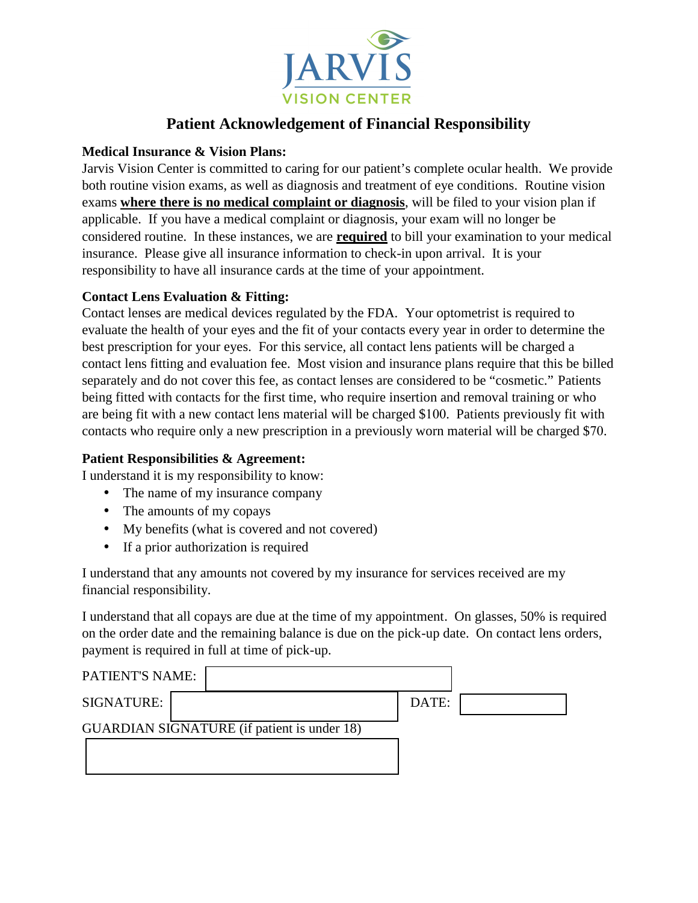JARVIS
VISION CENTER

# Patient Acknowledgement of Financial Responsibility

**Medical Insurance & Vision Plans:**
Jarvis Vision Center is committed to caring for our patient's complete ocular health. We provide both routine vision exams, as well as diagnosis and treatment of eye conditions. Routine vision exams **where there is no medical complaint or diagnosis**, will be filed to your vision plan if applicable. If you have a medical complaint or diagnosis, your exam will no longer be considered routine. In these instances, we are **required** to bill your examination to your medical insurance. Please give all insurance information to check-in upon arrival. It is your responsibility to have all insurance cards at the time of your appointment.

**Contact Lens Evaluation & Fitting:**
Contact lenses are medical devices regulated by the FDA. Your optometrist is required to evaluate the health of your eyes and the fit of your contacts every year in order to determine the best prescription for your eyes. For this service, all contact lens patients will be charged a contact lens fitting and evaluation fee. Most vision and insurance plans require that this be billed separately and do not cover this fee, as contact lenses are considered to be "cosmetic." Patients being fitted with contacts for the first time, who require insertion and removal training or who are being fit with a new contact lens material will be charged $100. Patients previously fit with contacts who require only a new prescription in a previously worn material will be charged $70.

**Patient Responsibilities & Agreement:**
I understand it is my responsibility to know:

- The name of my insurance company
- The amounts of my copays
- My benefits (what is covered and not covered)
- If a prior authorization is required

I understand that any amounts not covered by my insurance for services received are my financial responsibility.

I understand that all copays are due at the time of my appointment. On glasses, 50% is required on the order date and the remaining balance is due on the pick-up date. On contact lens orders, payment is required in full at time of pick-up.

PATIENT'S NAME: ____________________

SIGNATURE: ____________________ DATE: __________

GUARDIAN SIGNATURE (if patient is under 18)

____________________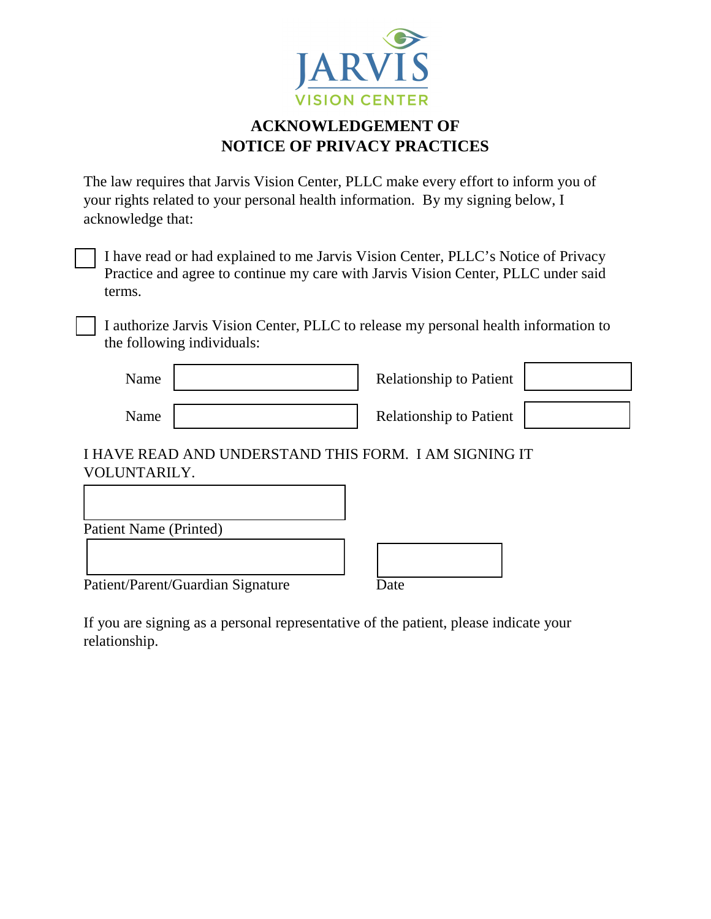JARVIS
VISION CENTER

# ACKNOWLEDGEMENT OF NOTICE OF PRIVACY PRACTICES

The law requires that Jarvis Vision Center, PLLC make every effort to inform you of your rights related to your personal health information. By my signing below, I acknowledge that:

- ☐ I have read or had explained to me Jarvis Vision Center, PLLC's Notice of Privacy Practice and agree to continue my care with Jarvis Vision Center, PLLC under said terms.

- ☐ I authorize Jarvis Vision Center, PLLC to release my personal health information to the following individuals:

| | | | |
|---|---|---|---|
| Name | | Relationship to Patient | |
| Name | | Relationship to Patient | |

I HAVE READ AND UNDERSTAND THIS FORM. I AM SIGNING IT VOLUNTARILY.

Patient Name (Printed)

Patient/Parent/Guardian Signature

Date

If you are signing as a personal representative of the patient, please indicate your relationship.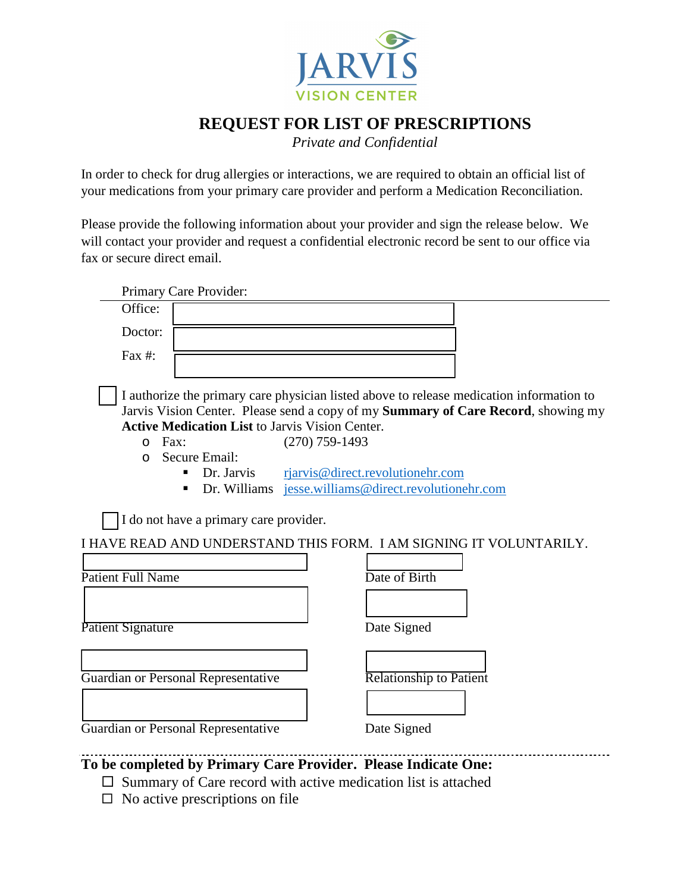JARVIS
VISION CENTER

# REQUEST FOR LIST OF PRESCRIPTIONS

*Private and Confidential*

In order to check for drug allergies or interactions, we are required to obtain an official list of your medications from your primary care provider and perform a Medication Reconciliation.

Please provide the following information about your provider and sign the release below. We will contact your provider and request a confidential electronic record be sent to our office via fax or secure direct email.

Primary Care Provider:

Office: \_\_\_\_\_\_\_\_\_\_\_\_\_\_\_\_\_\_\_\_

Doctor: \_\_\_\_\_\_\_\_\_\_\_\_\_\_\_\_\_\_\_\_

Fax #: \_\_\_\_\_\_\_\_\_\_\_\_\_\_\_\_\_\_\_\_

☐ I authorize the primary care physician listed above to release medication information to Jarvis Vision Center. Please send a copy of my **Summary of Care Record**, showing my **Active Medication List** to Jarvis Vision Center.

- Fax: (270) 759-1493
- Secure Email:
  - Dr. Jarvis rjarvis@direct.revolutionehr.com
  - Dr. Williams jesse.williams@direct.revolutionehr.com

☐ I do not have a primary care provider.

I HAVE READ AND UNDERSTAND THIS FORM. I AM SIGNING IT VOLUNTARILY.

Patient Full Name \_\_\_\_\_\_\_\_\_\_\_\_\_\_\_\_\_\_\_\_ Date of Birth \_\_\_\_\_\_\_\_\_\_

Patient Signature \_\_\_\_\_\_\_\_\_\_\_\_\_\_\_\_\_\_\_\_ Date Signed \_\_\_\_\_\_\_\_\_\_

Guardian or Personal Representative \_\_\_\_\_\_\_\_\_\_\_\_\_\_\_\_\_\_\_\_ Relationship to Patient \_\_\_\_\_\_\_\_\_\_

Guardian or Personal Representative \_\_\_\_\_\_\_\_\_\_\_\_\_\_\_\_\_\_\_\_ Date Signed \_\_\_\_\_\_\_\_\_\_

---

**To be completed by Primary Care Provider. Please Indicate One:**

☐ Summary of Care record with active medication list is attached

☐ No active prescriptions on file